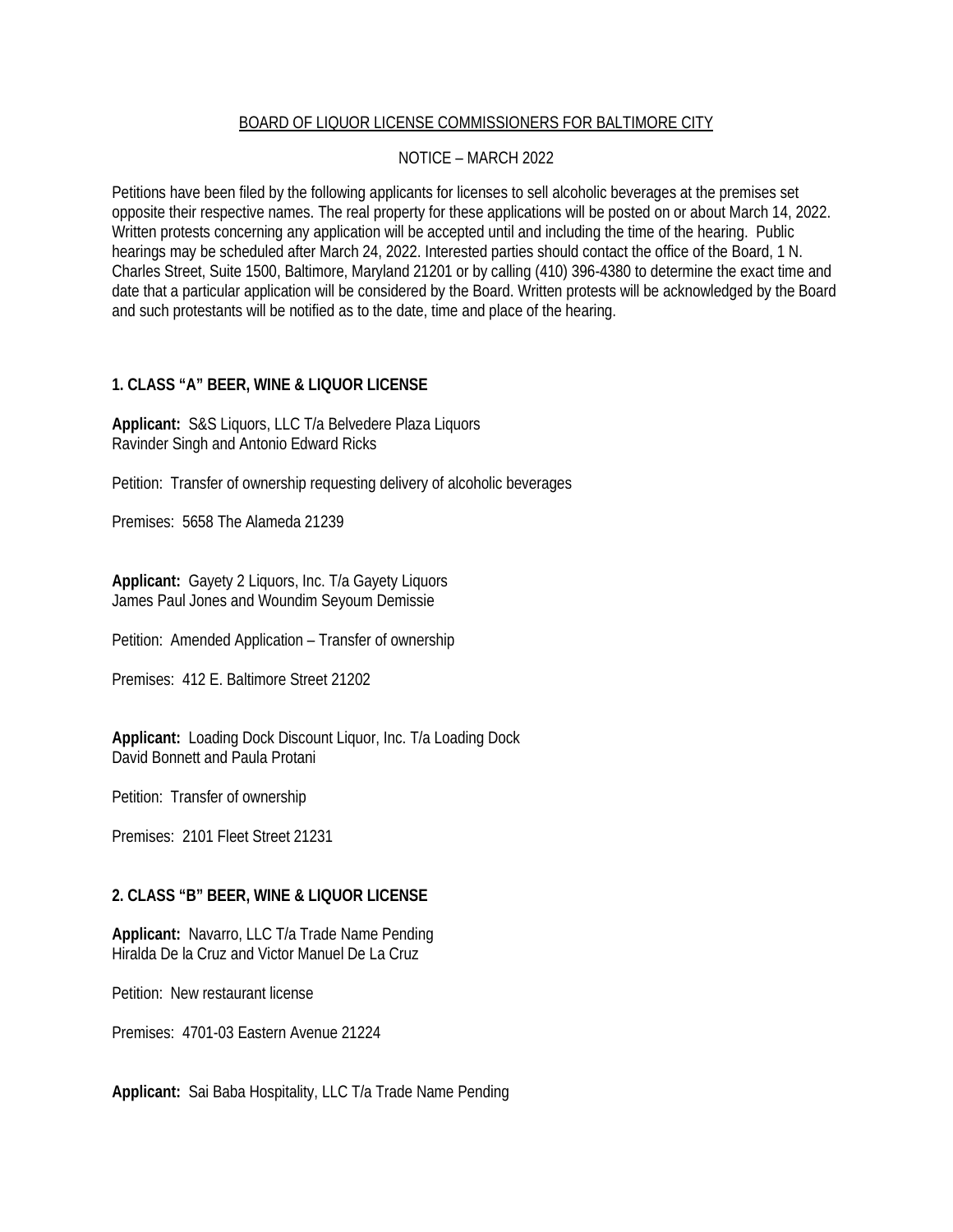BOARD OF LIQUOR LICENSE COMMISSIONERS FOR BALTIMORE CITY

NOTICE – MARCH 2022

Petitions have been filed by the following applicants for licenses to sell alcoholic beverages at the premises set opposite their respective names. The real property for these applications will be posted on or about March 14, 2022. Written protests concerning any application will be accepted until and including the time of the hearing. Public hearings may be scheduled after March 24, 2022. Interested parties should contact the office of the Board, 1 N. Charles Street, Suite 1500, Baltimore, Maryland 21201 or by calling (410) 396-4380 to determine the exact time and date that a particular application will be considered by the Board. Written protests will be acknowledged by the Board and such protestants will be notified as to the date, time and place of the hearing.

**1. CLASS "A" BEER, WINE & LIQUOR LICENSE**

**Applicant:** S&S Liquors, LLC T/a Belvedere Plaza Liquors
Ravinder Singh and Antonio Edward Ricks

Petition: Transfer of ownership requesting delivery of alcoholic beverages

Premises: 5658 The Alameda 21239

**Applicant:** Gayety 2 Liquors, Inc. T/a Gayety Liquors
James Paul Jones and Woundim Seyoum Demissie

Petition: Amended Application – Transfer of ownership

Premises: 412 E. Baltimore Street 21202

**Applicant:** Loading Dock Discount Liquor, Inc. T/a Loading Dock
David Bonnett and Paula Protani

Petition: Transfer of ownership

Premises: 2101 Fleet Street 21231

**2. CLASS "B" BEER, WINE & LIQUOR LICENSE**

**Applicant:** Navarro, LLC T/a Trade Name Pending
Hiralda De la Cruz and Victor Manuel De La Cruz

Petition: New restaurant license

Premises: 4701-03 Eastern Avenue 21224

**Applicant:** Sai Baba Hospitality, LLC T/a Trade Name Pending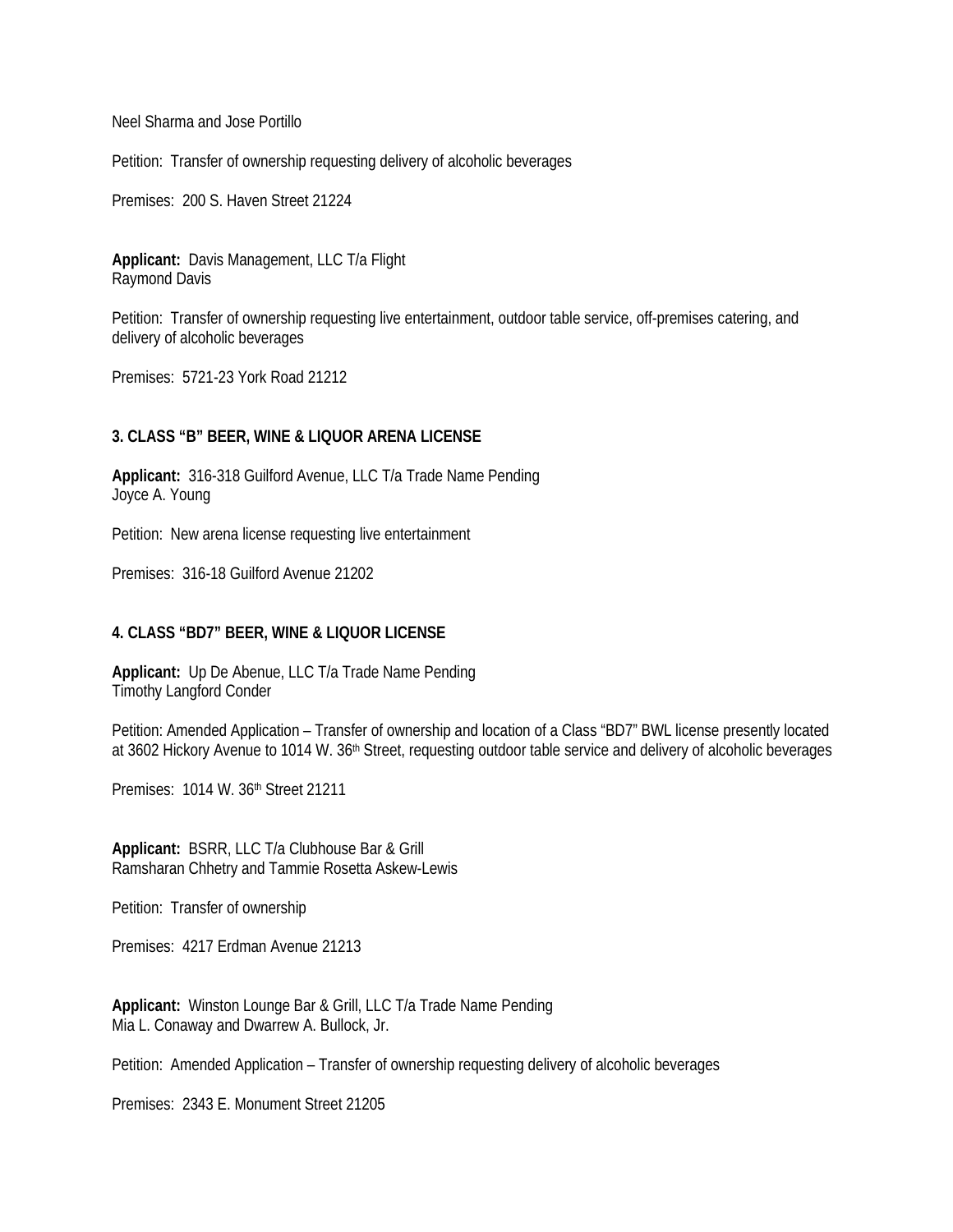Neel Sharma and Jose Portillo

Petition: Transfer of ownership requesting delivery of alcoholic beverages

Premises: 200 S. Haven Street 21224

**Applicant:** Davis Management, LLC T/a Flight
Raymond Davis

Petition: Transfer of ownership requesting live entertainment, outdoor table service, off-premises catering, and delivery of alcoholic beverages

Premises: 5721-23 York Road 21212

**3. CLASS "B" BEER, WINE & LIQUOR ARENA LICENSE**

**Applicant:** 316-318 Guilford Avenue, LLC T/a Trade Name Pending
Joyce A. Young

Petition: New arena license requesting live entertainment

Premises: 316-18 Guilford Avenue 21202

**4. CLASS "BD7" BEER, WINE & LIQUOR LICENSE**

**Applicant:** Up De Abenue, LLC T/a Trade Name Pending
Timothy Langford Conder

Petition: Amended Application – Transfer of ownership and location of a Class "BD7" BWL license presently located at 3602 Hickory Avenue to 1014 W. 36th Street, requesting outdoor table service and delivery of alcoholic beverages

Premises: 1014 W. 36th Street 21211

**Applicant:** BSRR, LLC T/a Clubhouse Bar & Grill
Ramsharan Chhetry and Tammie Rosetta Askew-Lewis

Petition: Transfer of ownership

Premises: 4217 Erdman Avenue 21213

**Applicant:** Winston Lounge Bar & Grill, LLC T/a Trade Name Pending
Mia L. Conaway and Dwarrew A. Bullock, Jr.

Petition: Amended Application – Transfer of ownership requesting delivery of alcoholic beverages

Premises: 2343 E. Monument Street 21205